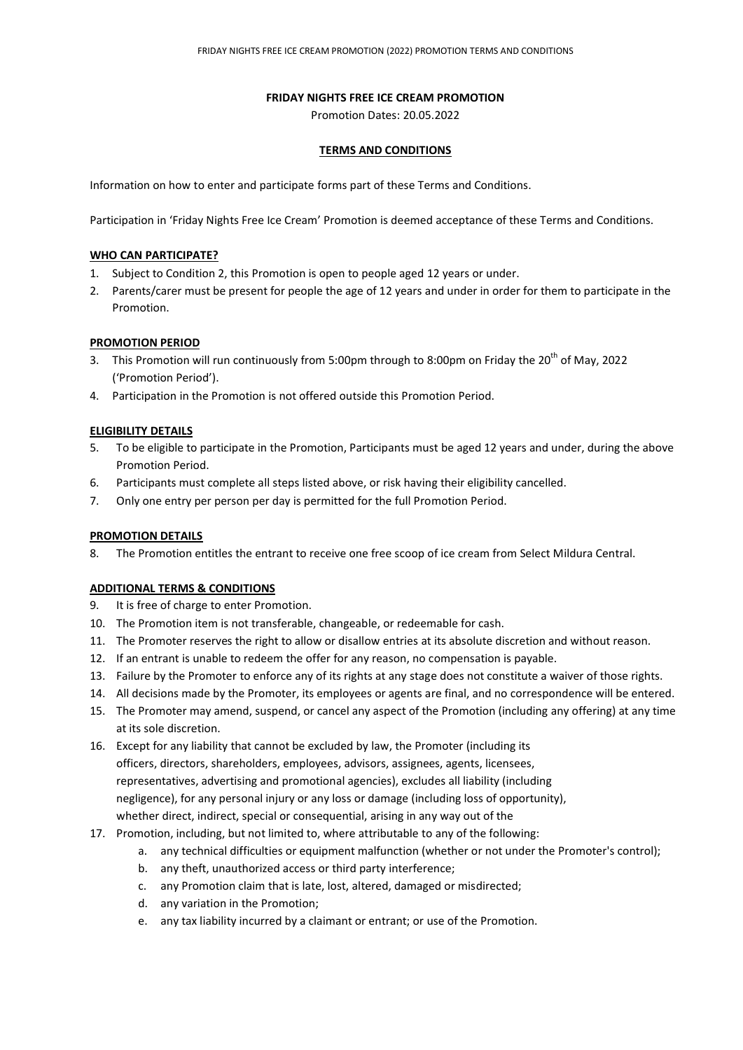**FRIDAY NIGHTS FREE ICE CREAM PROMOTION**

Promotion Dates: 20.05.2022

**TERMS AND CONDITIONS**

Information on how to enter and participate forms part of these Terms and Conditions.

Participation in 'Friday Nights Free Ice Cream' Promotion is deemed acceptance of these Terms and Conditions.

**WHO CAN PARTICIPATE?**

1. Subject to Condition 2, this Promotion is open to people aged 12 years or under.
2. Parents/carer must be present for people the age of 12 years and under in order for them to participate in the Promotion.

**PROMOTION PERIOD**

3. This Promotion will run continuously from 5:00pm through to 8:00pm on Friday the 20th of May, 2022 ('Promotion Period').
4. Participation in the Promotion is not offered outside this Promotion Period.

**ELIGIBILITY DETAILS**

5. To be eligible to participate in the Promotion, Participants must be aged 12 years and under, during the above Promotion Period.
6. Participants must complete all steps listed above, or risk having their eligibility cancelled.
7. Only one entry per person per day is permitted for the full Promotion Period.

**PROMOTION DETAILS**

8. The Promotion entitles the entrant to receive one free scoop of ice cream from Select Mildura Central.

**ADDITIONAL TERMS & CONDITIONS**

9. It is free of charge to enter Promotion.
10. The Promotion item is not transferable, changeable, or redeemable for cash.
11. The Promoter reserves the right to allow or disallow entries at its absolute discretion and without reason.
12. If an entrant is unable to redeem the offer for any reason, no compensation is payable.
13. Failure by the Promoter to enforce any of its rights at any stage does not constitute a waiver of those rights.
14. All decisions made by the Promoter, its employees or agents are final, and no correspondence will be entered.
15. The Promoter may amend, suspend, or cancel any aspect of the Promotion (including any offering) at any time at its sole discretion.
16. Except for any liability that cannot be excluded by law, the Promoter (including its officers, directors, shareholders, employees, advisors, assignees, agents, licensees, representatives, advertising and promotional agencies), excludes all liability (including negligence), for any personal injury or any loss or damage (including loss of opportunity), whether direct, indirect, special or consequential, arising in any way out of the
17. Promotion, including, but not limited to, where attributable to any of the following:
    a. any technical difficulties or equipment malfunction (whether or not under the Promoter's control);
    b. any theft, unauthorized access or third party interference;
    c. any Promotion claim that is late, lost, altered, damaged or misdirected;
    d. any variation in the Promotion;
    e. any tax liability incurred by a claimant or entrant; or use of the Promotion.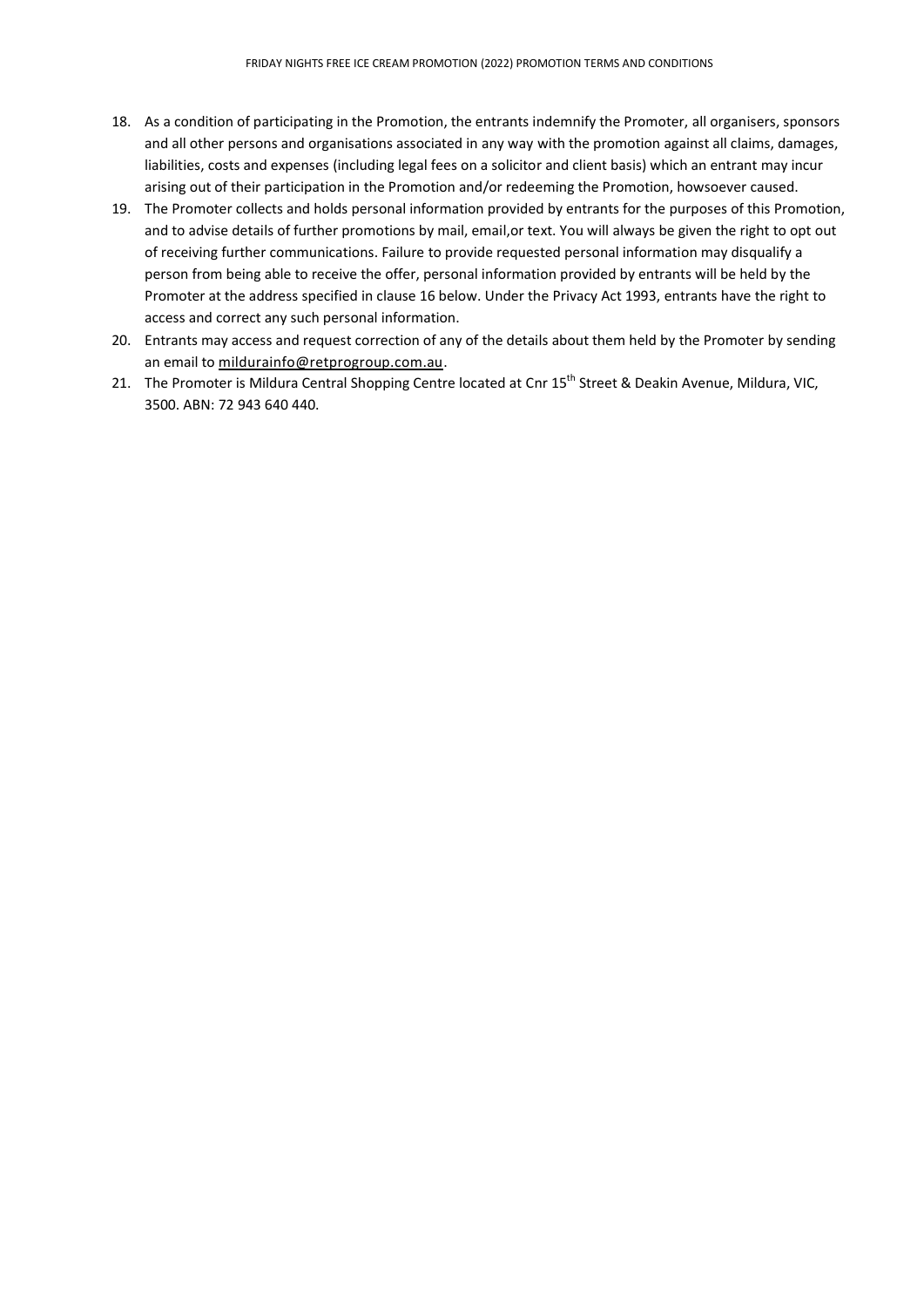18. As a condition of participating in the Promotion, the entrants indemnify the Promoter, all organisers, sponsors and all other persons and organisations associated in any way with the promotion against all claims, damages, liabilities, costs and expenses (including legal fees on a solicitor and client basis) which an entrant may incur arising out of their participation in the Promotion and/or redeeming the Promotion, howsoever caused.
19. The Promoter collects and holds personal information provided by entrants for the purposes of this Promotion, and to advise details of further promotions by mail, email,or text. You will always be given the right to opt out of receiving further communications. Failure to provide requested personal information may disqualify a person from being able to receive the offer, personal information provided by entrants will be held by the Promoter at the address specified in clause 16 below. Under the Privacy Act 1993, entrants have the right to access and correct any such personal information.
20. Entrants may access and request correction of any of the details about them held by the Promoter by sending an email to mildurainfo@retprogroup.com.au.
21. The Promoter is Mildura Central Shopping Centre located at Cnr 15th Street & Deakin Avenue, Mildura, VIC, 3500. ABN: 72 943 640 440.